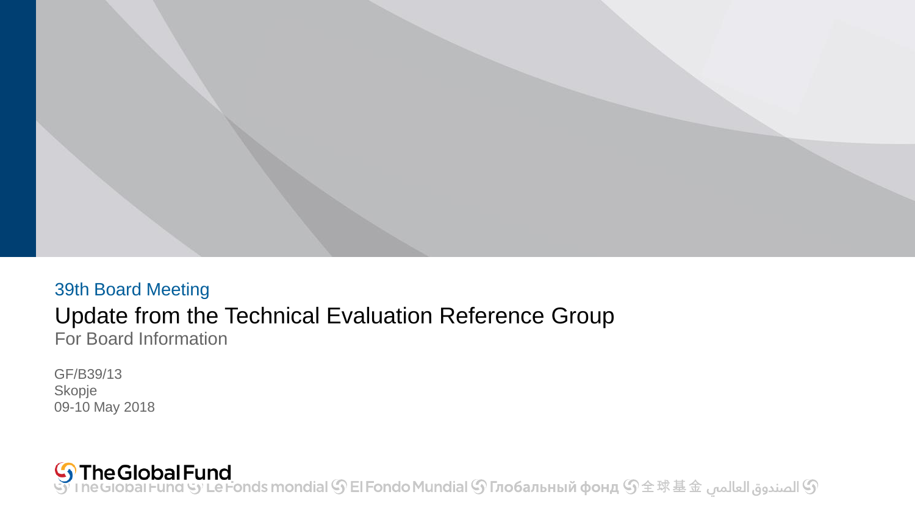39th Board Meeting

# Update from the Technical Evaluation Reference Group

For Board Information

GF/B39/13
Skopje
09-10 May 2018

The Global Fund
The Global Fund Le Fonds mondial El Fondo Mundial Глобальный фонд 全球基金 الصندوق العالمي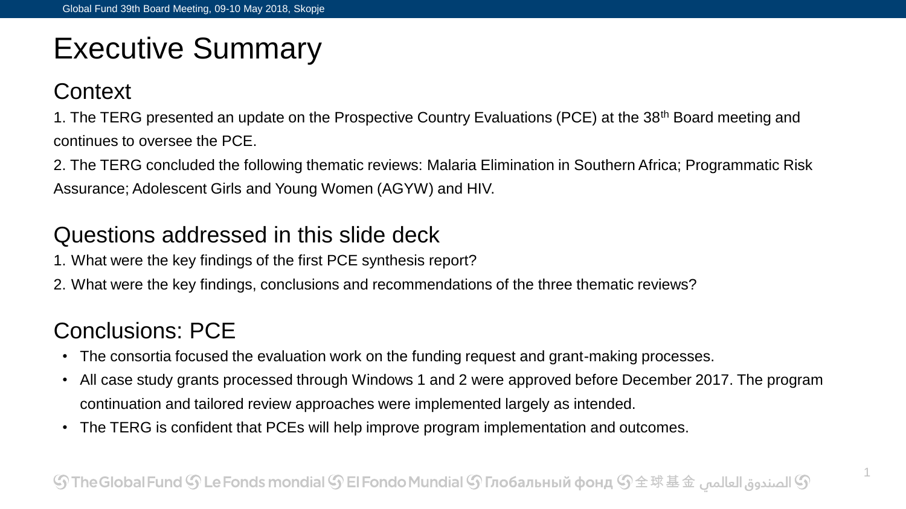# Executive Summary

## Context

1. The TERG presented an update on the Prospective Country Evaluations (PCE) at the 38th Board meeting and continues to oversee the PCE.

2. The TERG concluded the following thematic reviews: Malaria Elimination in Southern Africa; Programmatic Risk Assurance; Adolescent Girls and Young Women (AGYW) and HIV.

## Questions addressed in this slide deck

1. What were the key findings of the first PCE synthesis report?
2. What were the key findings, conclusions and recommendations of the three thematic reviews?

## Conclusions: PCE

- The consortia focused the evaluation work on the funding request and grant-making processes.
- All case study grants processed through Windows 1 and 2 were approved before December 2017. The program continuation and tailored review approaches were implemented largely as intended.
- The TERG is confident that PCEs will help improve program implementation and outcomes.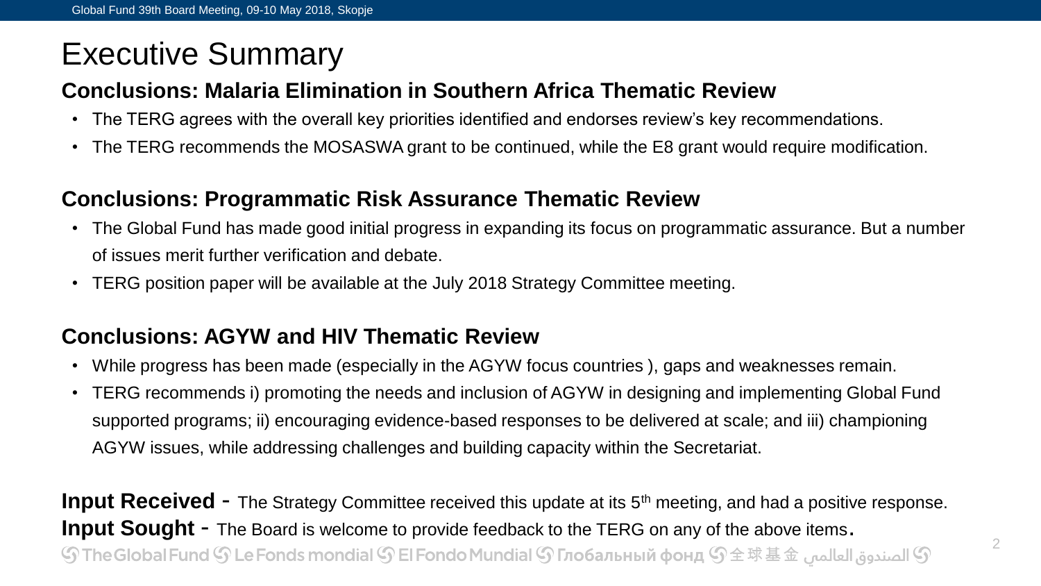# Executive Summary

## Conclusions: Malaria Elimination in Southern Africa Thematic Review

- The TERG agrees with the overall key priorities identified and endorses review's key recommendations.
- The TERG recommends the MOSASWA grant to be continued, while the E8 grant would require modification.

## Conclusions: Programmatic Risk Assurance Thematic Review

- The Global Fund has made good initial progress in expanding its focus on programmatic assurance. But a number of issues merit further verification and debate.
- TERG position paper will be available at the July 2018 Strategy Committee meeting.

## Conclusions: AGYW and HIV Thematic Review

- While progress has been made (especially in the AGYW focus countries ), gaps and weaknesses remain.
- TERG recommends i) promoting the needs and inclusion of AGYW in designing and implementing Global Fund supported programs; ii) encouraging evidence-based responses to be delivered at scale; and iii) championing AGYW issues, while addressing challenges and building capacity within the Secretariat.

**Input Received** - The Strategy Committee received this update at its 5th meeting, and had a positive response.

**Input Sought** - The Board is welcome to provide feedback to the TERG on any of the above items.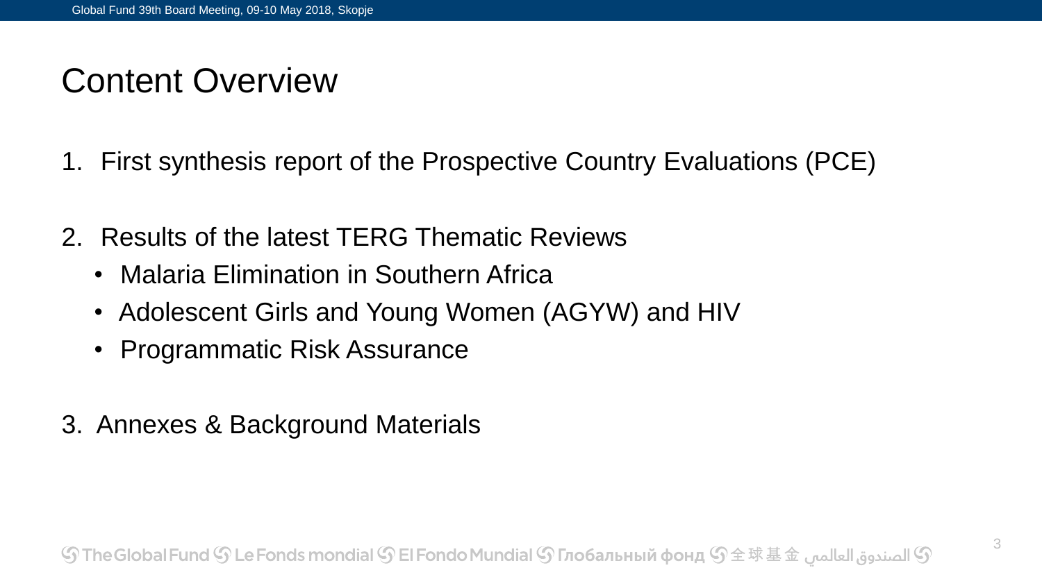# Content Overview

1. First synthesis report of the Prospective Country Evaluations (PCE)

2. Results of the latest TERG Thematic Reviews
   - Malaria Elimination in Southern Africa
   - Adolescent Girls and Young Women (AGYW) and HIV
   - Programmatic Risk Assurance

3. Annexes & Background Materials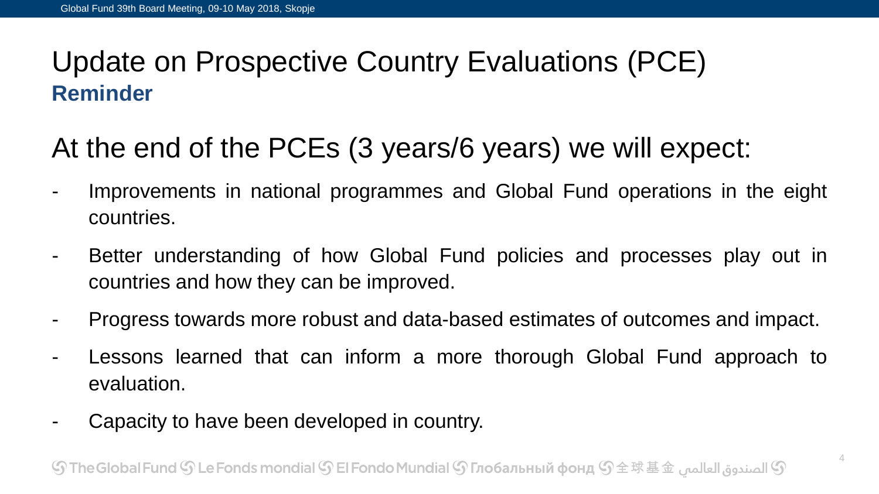# Update on Prospective Country Evaluations (PCE)

## Reminder

## At the end of the PCEs (3 years/6 years) we will expect:

- Improvements in national programmes and Global Fund operations in the eight countries.
- Better understanding of how Global Fund policies and processes play out in countries and how they can be improved.
- Progress towards more robust and data-based estimates of outcomes and impact.
- Lessons learned that can inform a more thorough Global Fund approach to evaluation.
- Capacity to have been developed in country.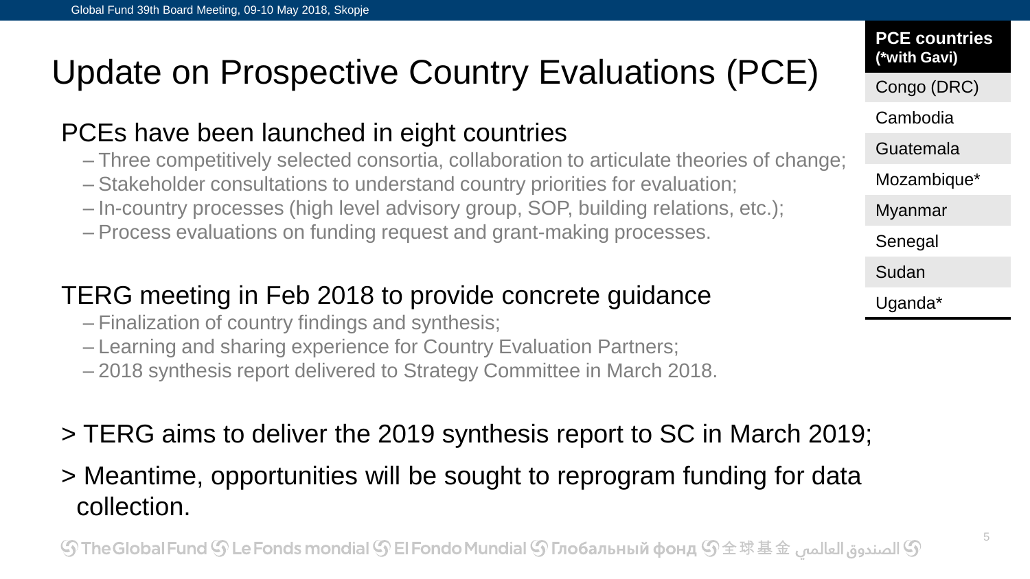# Update on Prospective Country Evaluations (PCE)

## PCEs have been launched in eight countries

- Three competitively selected consortia, collaboration to articulate theories of change;
- Stakeholder consultations to understand country priorities for evaluation;
- In-country processes (high level advisory group, SOP, building relations, etc.);
- Process evaluations on funding request and grant-making processes.

## TERG meeting in Feb 2018 to provide concrete guidance

- Finalization of country findings and synthesis;
- Learning and sharing experience for Country Evaluation Partners;
- 2018 synthesis report delivered to Strategy Committee in March 2018.

> TERG aims to deliver the 2019 synthesis report to SC in March 2019;

> Meantime, opportunities will be sought to reprogram funding for data collection.

| **PCE countries** (*with Gavi) |
| --- |
| Congo (DRC) |
| Cambodia |
| Guatemala |
| Mozambique* |
| Myanmar |
| Senegal |
| Sudan |
| Uganda* |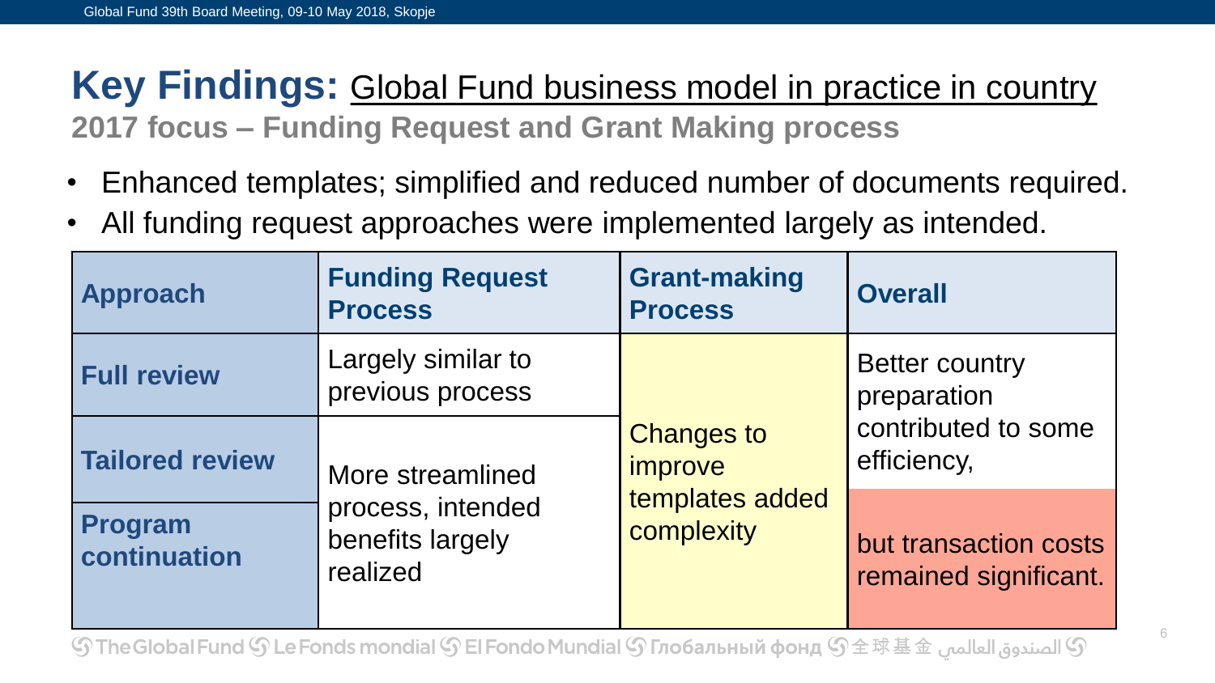# **Key Findings:** Global Fund business model in practice in country

**2017 focus – Funding Request and Grant Making process**

- Enhanced templates; simplified and reduced number of documents required.
- All funding request approaches were implemented largely as intended.

| Approach | Funding Request Process | Grant-making Process | Overall |
|---|---|---|---|
| **Full review** | Largely similar to previous process | Changes to improve templates added complexity | Better country preparation contributed to some efficiency, |
| **Tailored review** | More streamlined process, intended benefits largely realized | | |
| **Program continuation** | | | but transaction costs remained significant. |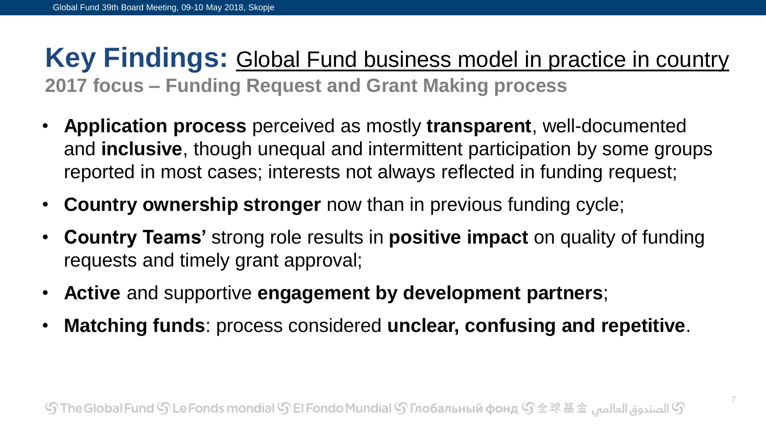# **Key Findings:** Global Fund business model in practice in country

**2017 focus – Funding Request and Grant Making process**

- **Application process** perceived as mostly **transparent**, well-documented and **inclusive**, though unequal and intermittent participation by some groups reported in most cases; interests not always reflected in funding request;
- **Country ownership stronger** now than in previous funding cycle;
- **Country Teams'** strong role results in **positive impact** on quality of funding requests and timely grant approval;
- **Active** and supportive **engagement by development partners**;
- **Matching funds**: process considered **unclear, confusing and repetitive**.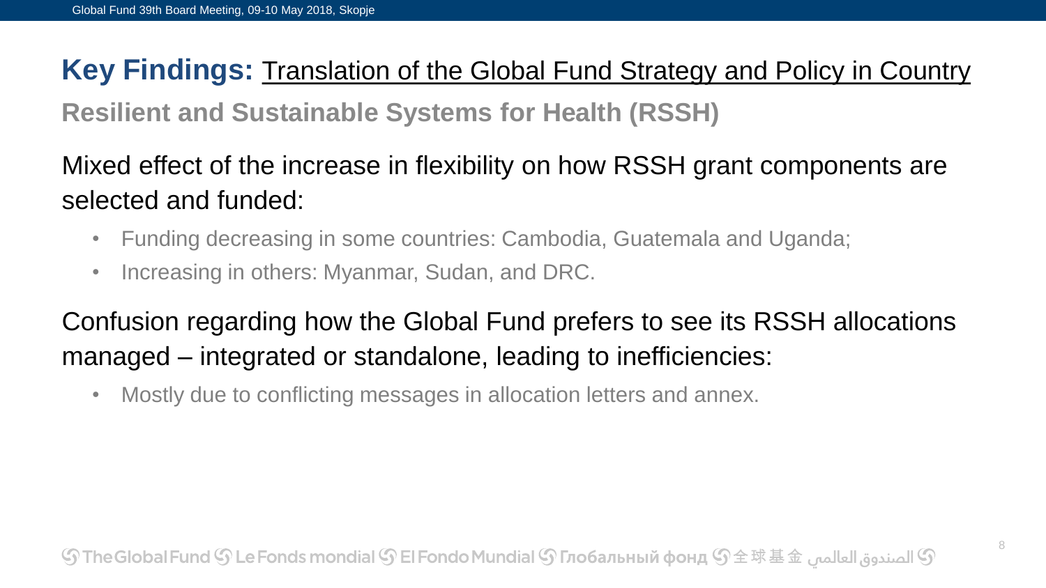## **Key Findings:** Translation of the Global Fund Strategy and Policy in Country

### Resilient and Sustainable Systems for Health (RSSH)

Mixed effect of the increase in flexibility on how RSSH grant components are selected and funded:

- Funding decreasing in some countries: Cambodia, Guatemala and Uganda;
- Increasing in others: Myanmar, Sudan, and DRC.

Confusion regarding how the Global Fund prefers to see its RSSH allocations managed – integrated or standalone, leading to inefficiencies:

- Mostly due to conflicting messages in allocation letters and annex.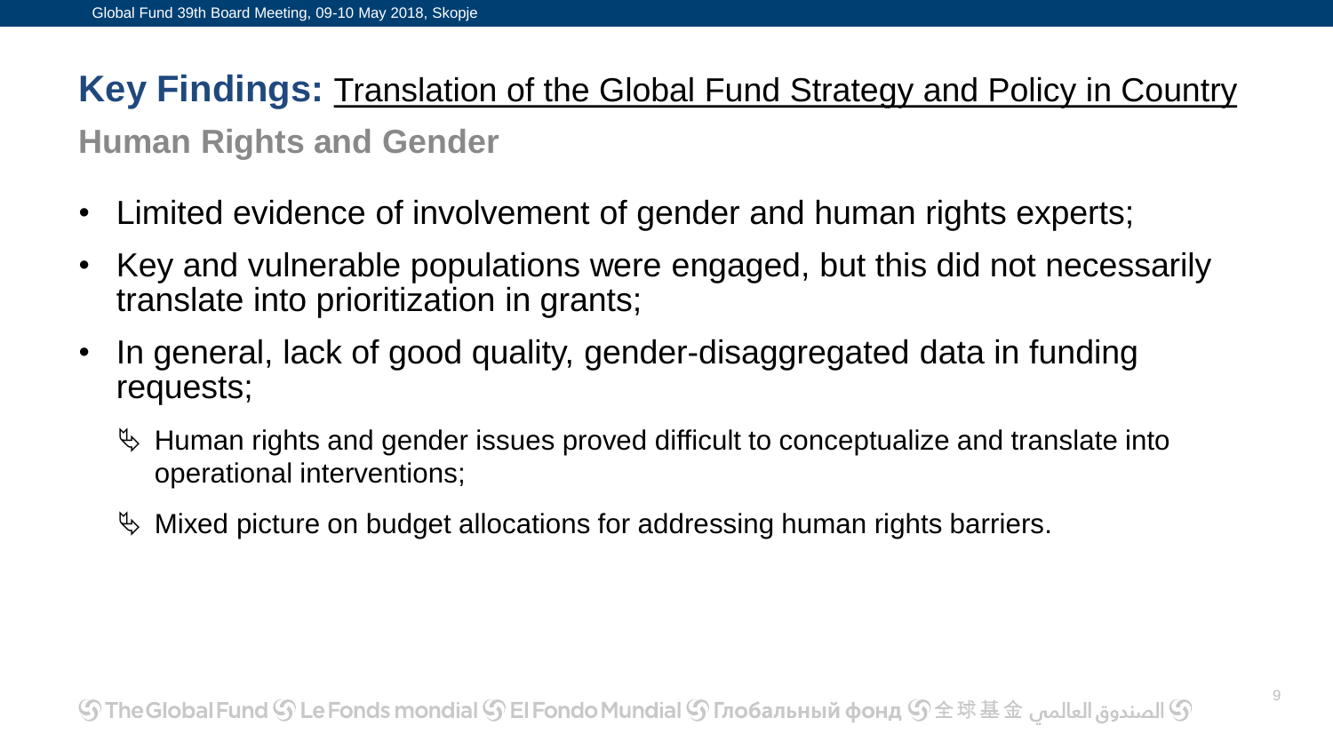## Key Findings: Translation of the Global Fund Strategy and Policy in Country

### Human Rights and Gender

- Limited evidence of involvement of gender and human rights experts;
- Key and vulnerable populations were engaged, but this did not necessarily translate into prioritization in grants;
- In general, lack of good quality, gender-disaggregated data in funding requests;
  - Human rights and gender issues proved difficult to conceptualize and translate into operational interventions;
  - Mixed picture on budget allocations for addressing human rights barriers.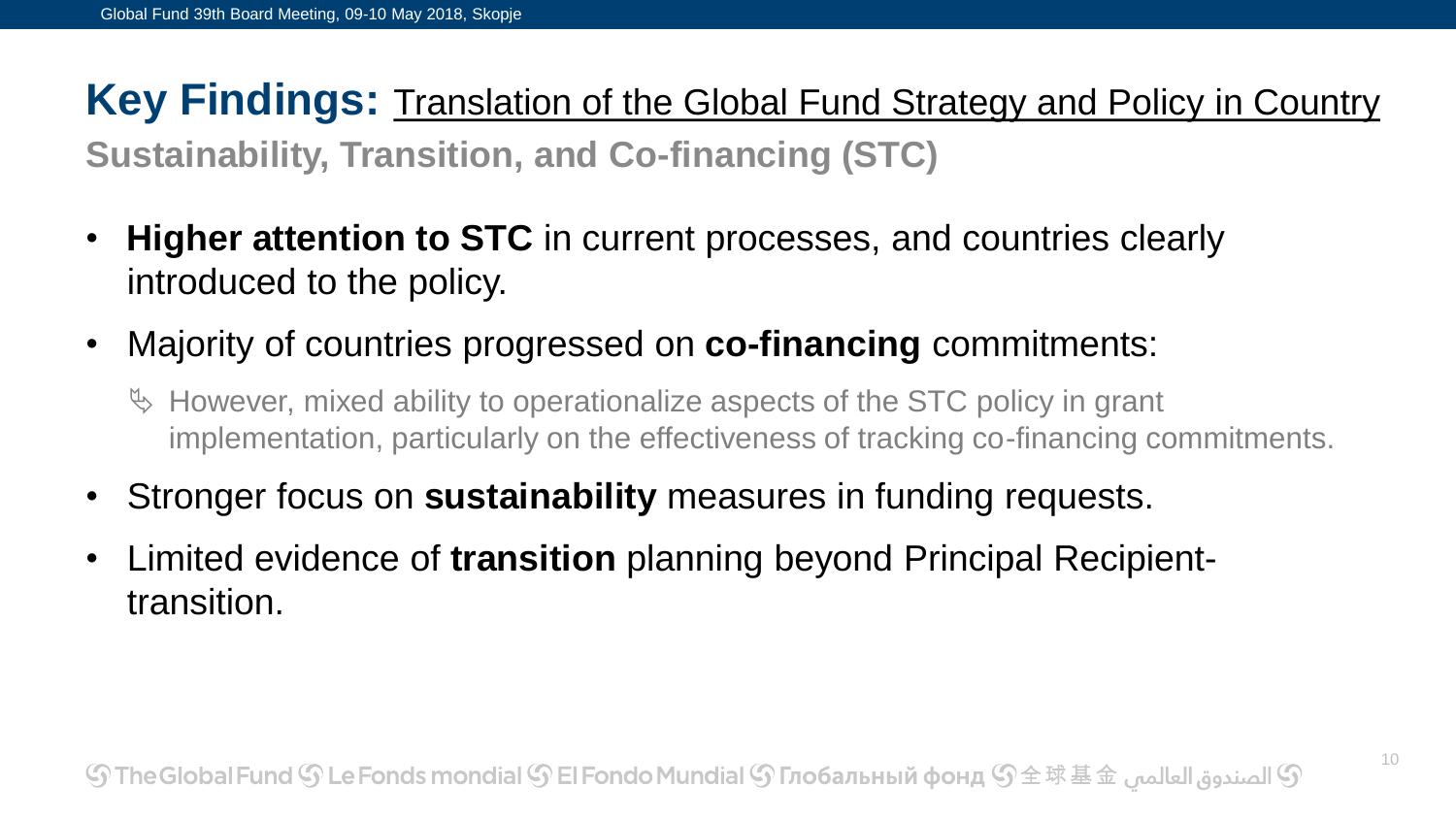## **Key Findings:** Translation of the Global Fund Strategy and Policy in Country

### Sustainability, Transition, and Co-financing (STC)

- **Higher attention to STC** in current processes, and countries clearly introduced to the policy.
- Majority of countries progressed on **co-financing** commitments:
  - However, mixed ability to operationalize aspects of the STC policy in grant implementation, particularly on the effectiveness of tracking co-financing commitments.
- Stronger focus on **sustainability** measures in funding requests.
- Limited evidence of **transition** planning beyond Principal Recipient-transition.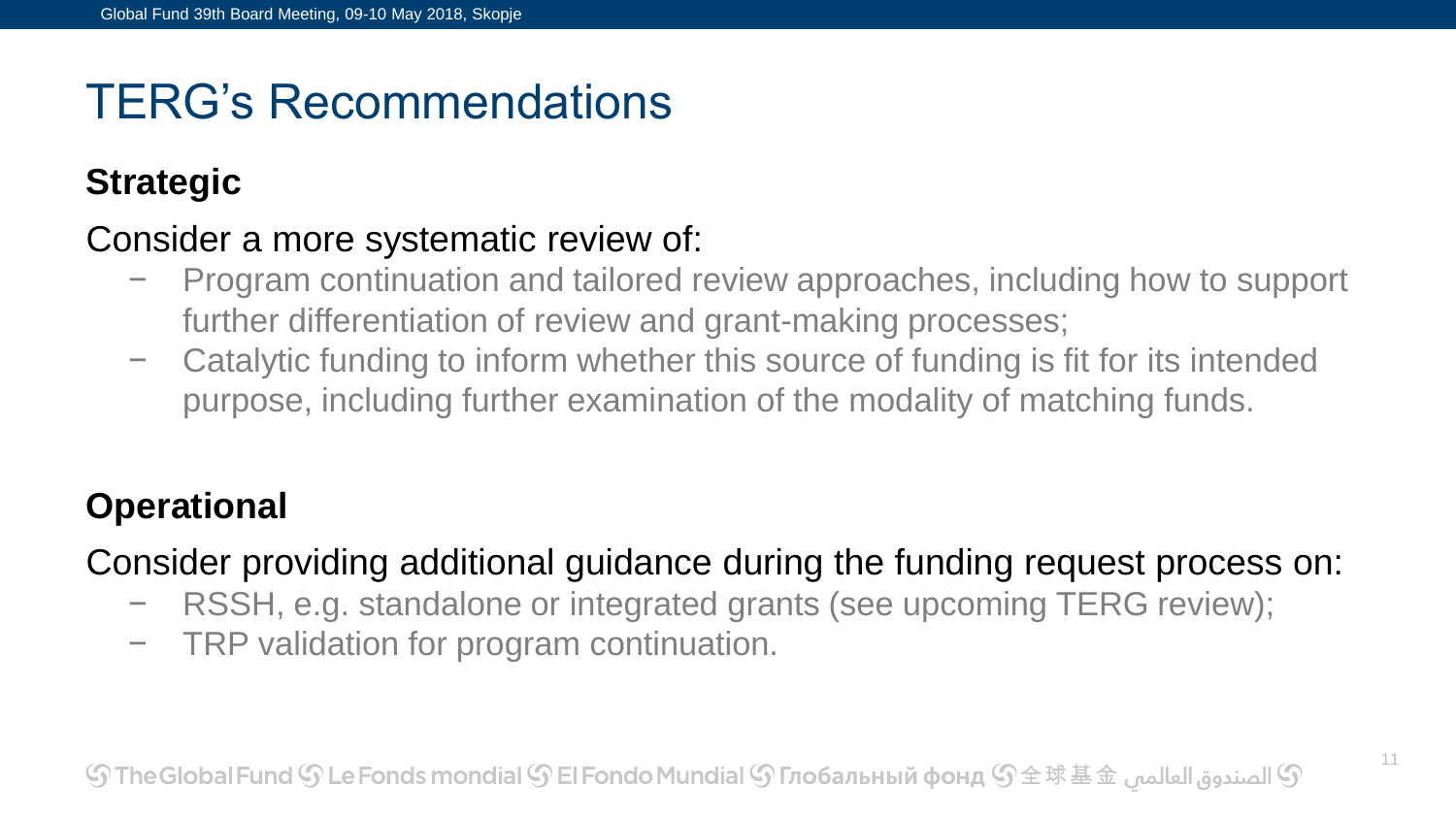# TERG's Recommendations

## Strategic

Consider a more systematic review of:

- Program continuation and tailored review approaches, including how to support further differentiation of review and grant-making processes;
- Catalytic funding to inform whether this source of funding is fit for its intended purpose, including further examination of the modality of matching funds.

## Operational

Consider providing additional guidance during the funding request process on:

- RSSH, e.g. standalone or integrated grants (see upcoming TERG review);
- TRP validation for program continuation.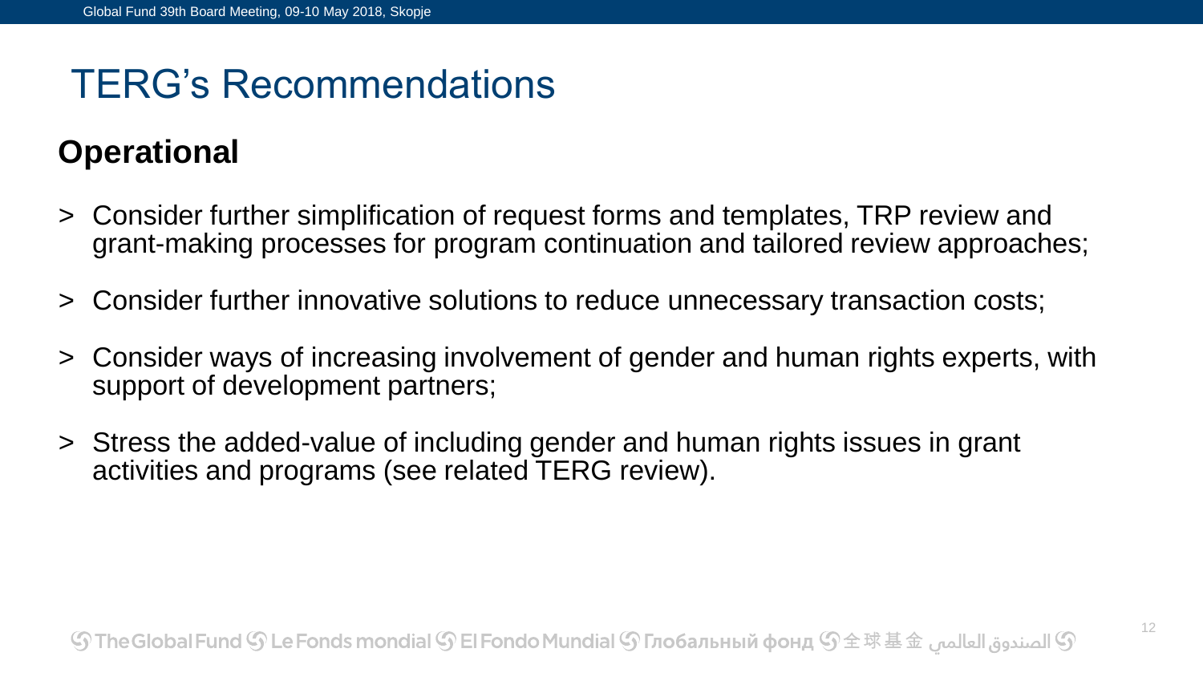# TERG's Recommendations

## Operational

- Consider further simplification of request forms and templates, TRP review and grant-making processes for program continuation and tailored review approaches;
- Consider further innovative solutions to reduce unnecessary transaction costs;
- Consider ways of increasing involvement of gender and human rights experts, with support of development partners;
- Stress the added-value of including gender and human rights issues in grant activities and programs (see related TERG review).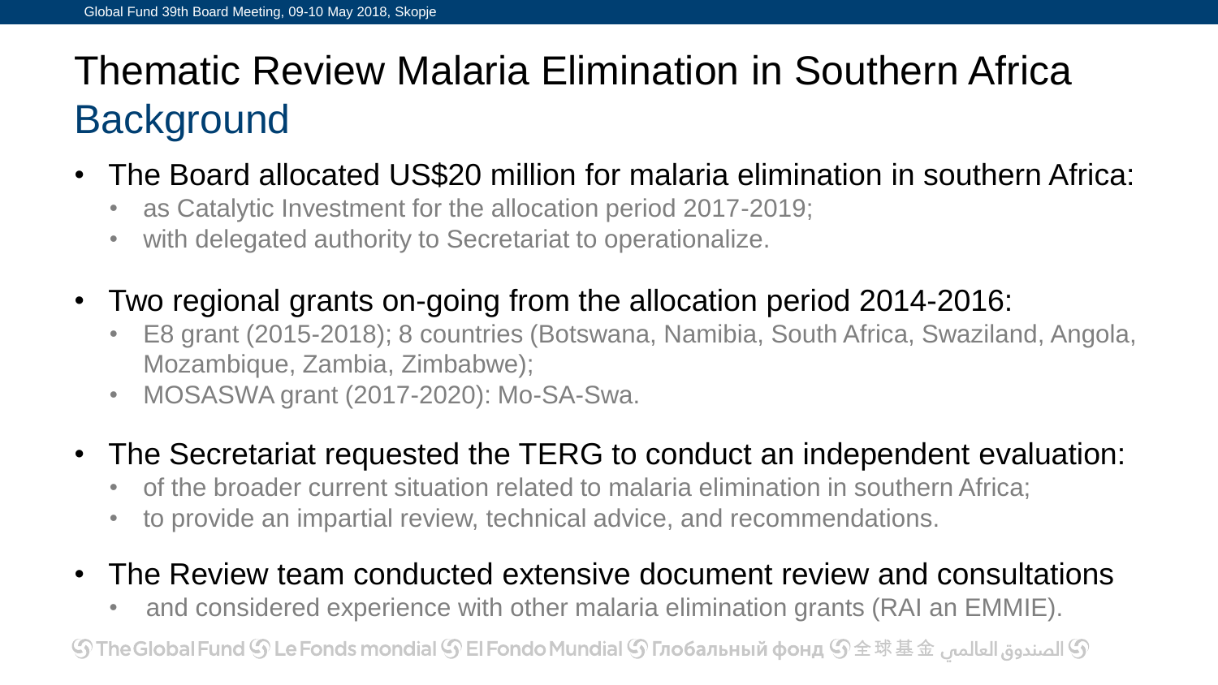# Thematic Review Malaria Elimination in Southern Africa

## Background

- The Board allocated US$20 million for malaria elimination in southern Africa:
  - as Catalytic Investment for the allocation period 2017-2019;
  - with delegated authority to Secretariat to operationalize.
- Two regional grants on-going from the allocation period 2014-2016:
  - E8 grant (2015-2018); 8 countries (Botswana, Namibia, South Africa, Swaziland, Angola, Mozambique, Zambia, Zimbabwe);
  - MOSASWA grant (2017-2020): Mo-SA-Swa.
- The Secretariat requested the TERG to conduct an independent evaluation:
  - of the broader current situation related to malaria elimination in southern Africa;
  - to provide an impartial review, technical advice, and recommendations.
- The Review team conducted extensive document review and consultations
  - and considered experience with other malaria elimination grants (RAI an EMMIE).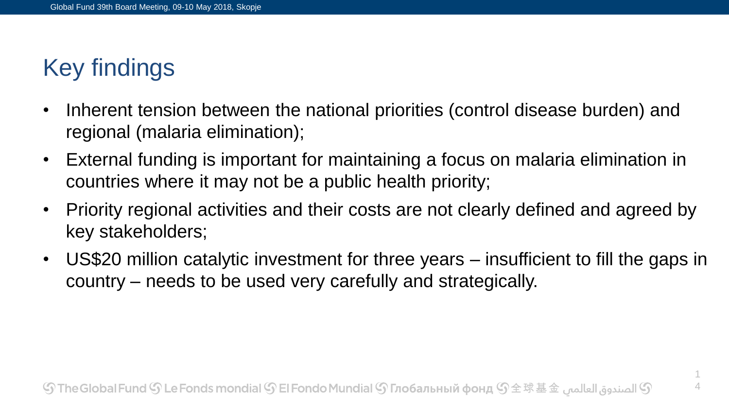# Key findings

- Inherent tension between the national priorities (control disease burden) and regional (malaria elimination);
- External funding is important for maintaining a focus on malaria elimination in countries where it may not be a public health priority;
- Priority regional activities and their costs are not clearly defined and agreed by key stakeholders;
- US$20 million catalytic investment for three years – insufficient to fill the gaps in country – needs to be used very carefully and strategically.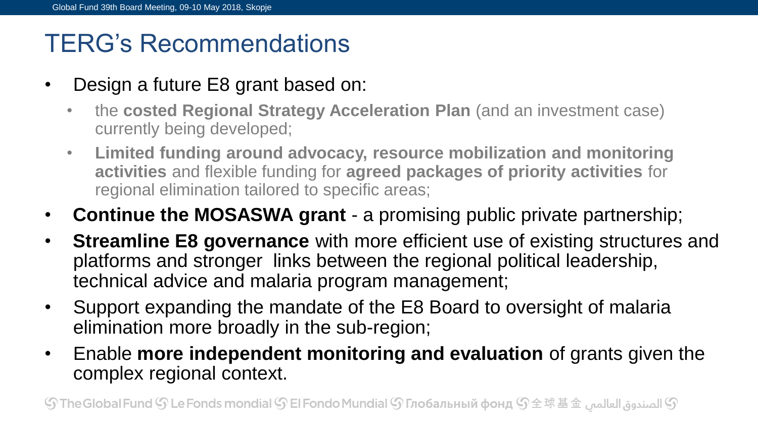# TERG's Recommendations

- Design a future E8 grant based on:
  - the **costed Regional Strategy Acceleration Plan** (and an investment case) currently being developed;
  - **Limited funding around advocacy, resource mobilization and monitoring activities** and flexible funding for **agreed packages of priority activities** for regional elimination tailored to specific areas;
- **Continue the MOSASWA grant** - a promising public private partnership;
- **Streamline E8 governance** with more efficient use of existing structures and platforms and stronger links between the regional political leadership, technical advice and malaria program management;
- Support expanding the mandate of the E8 Board to oversight of malaria elimination more broadly in the sub-region;
- Enable **more independent monitoring and evaluation** of grants given the complex regional context.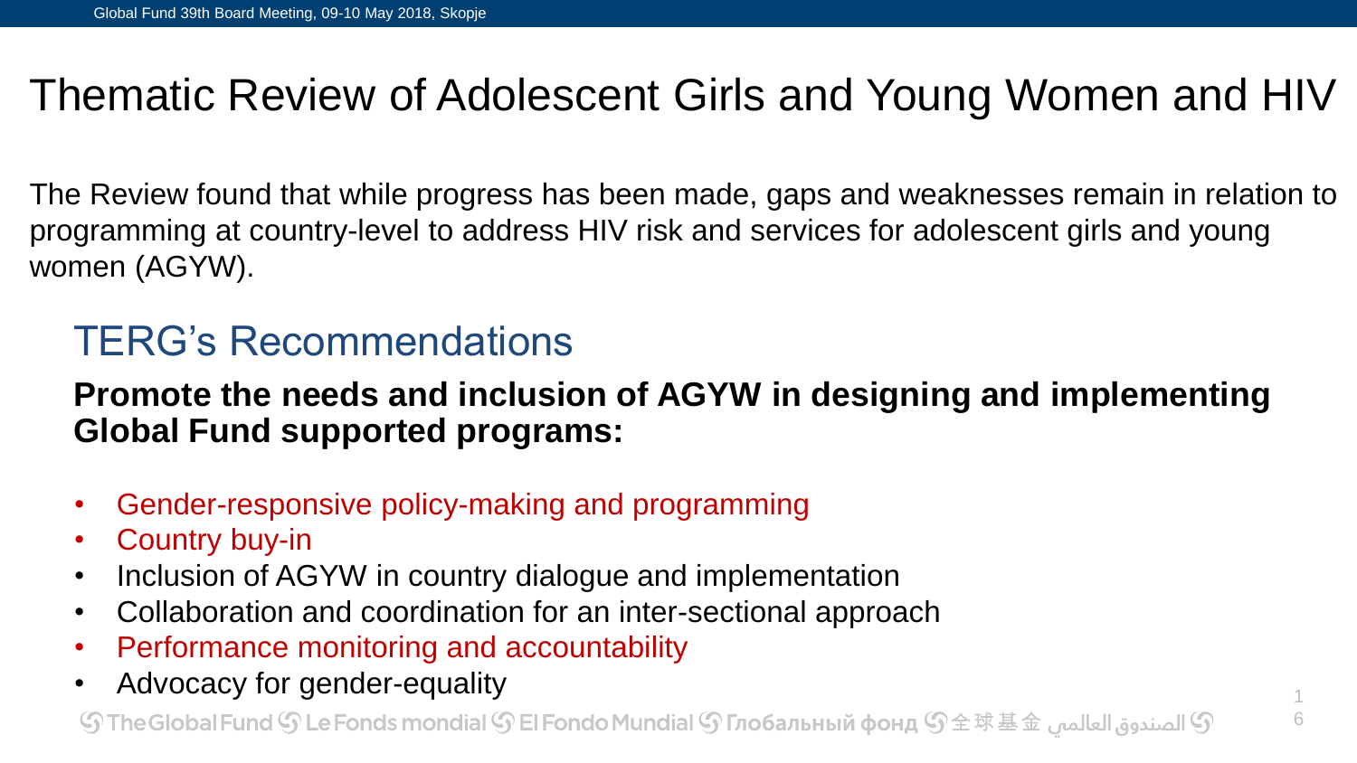# Thematic Review of Adolescent Girls and Young Women and HIV

The Review found that while progress has been made, gaps and weaknesses remain in relation to programming at country-level to address HIV risk and services for adolescent girls and young women (AGYW).

## TERG's Recommendations

**Promote the needs and inclusion of AGYW in designing and implementing Global Fund supported programs:**

- Gender-responsive policy-making and programming
- Country buy-in
- Inclusion of AGYW in country dialogue and implementation
- Collaboration and coordination for an inter-sectional approach
- Performance monitoring and accountability
- Advocacy for gender-equality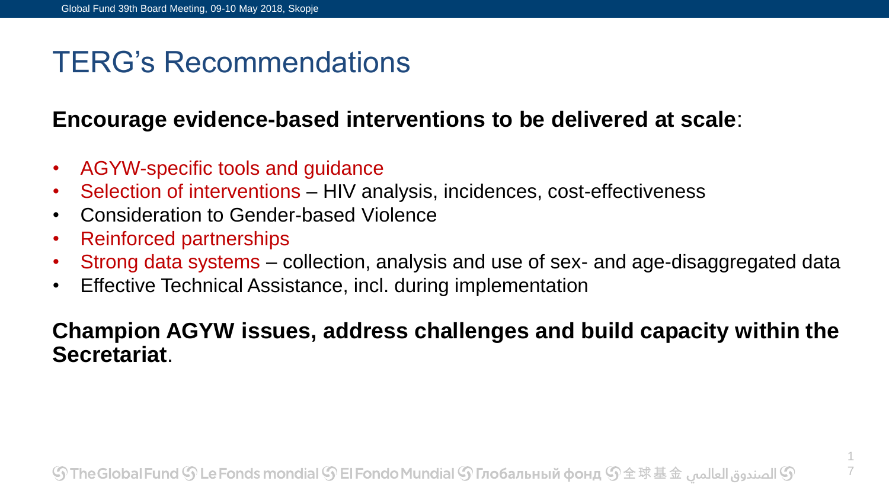# TERG's Recommendations

**Encourage evidence-based interventions to be delivered at scale**:

- AGYW-specific tools and guidance
- Selection of interventions – HIV analysis, incidences, cost-effectiveness
- Consideration to Gender-based Violence
- Reinforced partnerships
- Strong data systems – collection, analysis and use of sex- and age-disaggregated data
- Effective Technical Assistance, incl. during implementation

**Champion AGYW issues, address challenges and build capacity within the Secretariat**.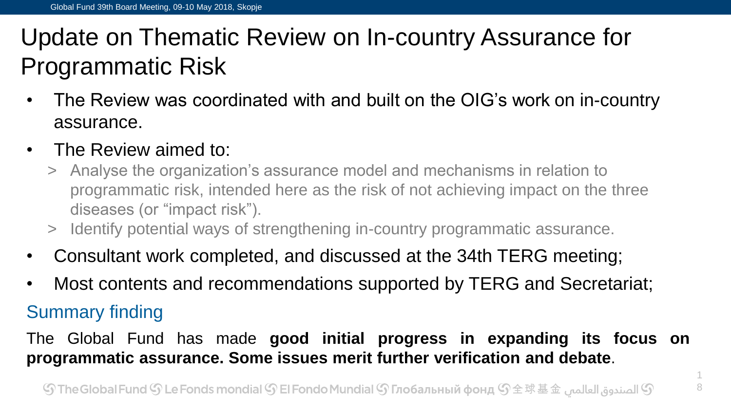# Update on Thematic Review on In-country Assurance for Programmatic Risk

- The Review was coordinated with and built on the OIG's work on in-country assurance.
- The Review aimed to:
  - Analyse the organization's assurance model and mechanisms in relation to programmatic risk, intended here as the risk of not achieving impact on the three diseases (or "impact risk").
  - Identify potential ways of strengthening in-country programmatic assurance.
- Consultant work completed, and discussed at the 34th TERG meeting;
- Most contents and recommendations supported by TERG and Secretariat;

## Summary finding

The Global Fund has made **good initial progress in expanding its focus on programmatic assurance. Some issues merit further verification and debate**.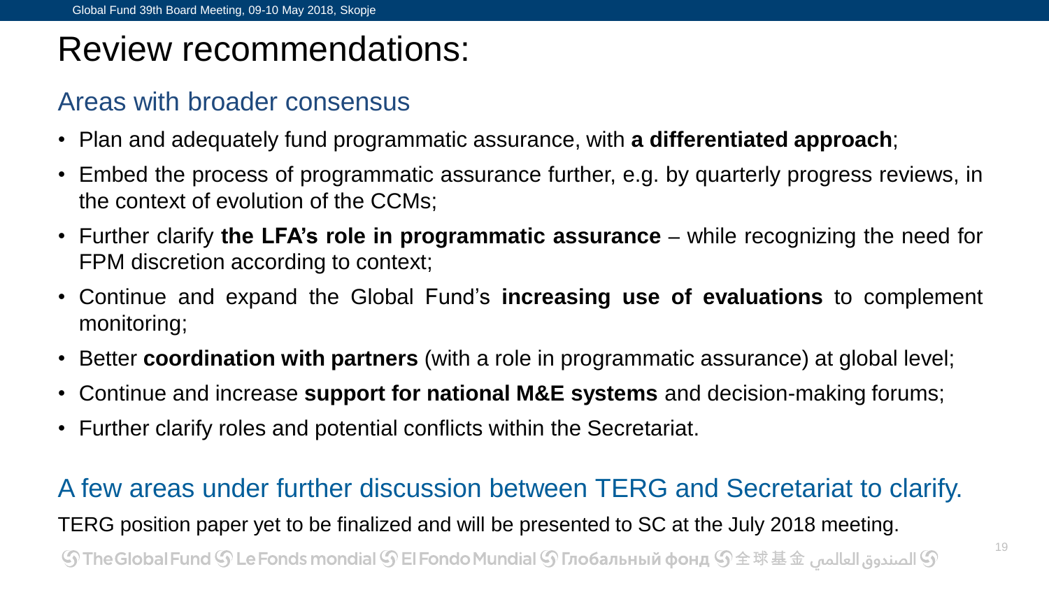# Review recommendations:

## Areas with broader consensus

- Plan and adequately fund programmatic assurance, with **a differentiated approach**;
- Embed the process of programmatic assurance further, e.g. by quarterly progress reviews, in the context of evolution of the CCMs;
- Further clarify **the LFA's role in programmatic assurance** – while recognizing the need for FPM discretion according to context;
- Continue and expand the Global Fund's **increasing use of evaluations** to complement monitoring;
- Better **coordination with partners** (with a role in programmatic assurance) at global level;
- Continue and increase **support for national M&E systems** and decision-making forums;
- Further clarify roles and potential conflicts within the Secretariat.

## A few areas under further discussion between TERG and Secretariat to clarify.

TERG position paper yet to be finalized and will be presented to SC at the July 2018 meeting.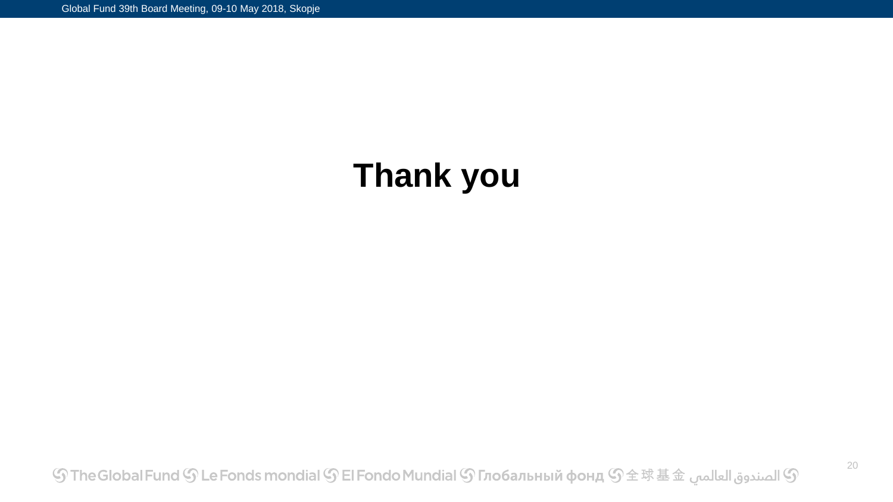# Thank you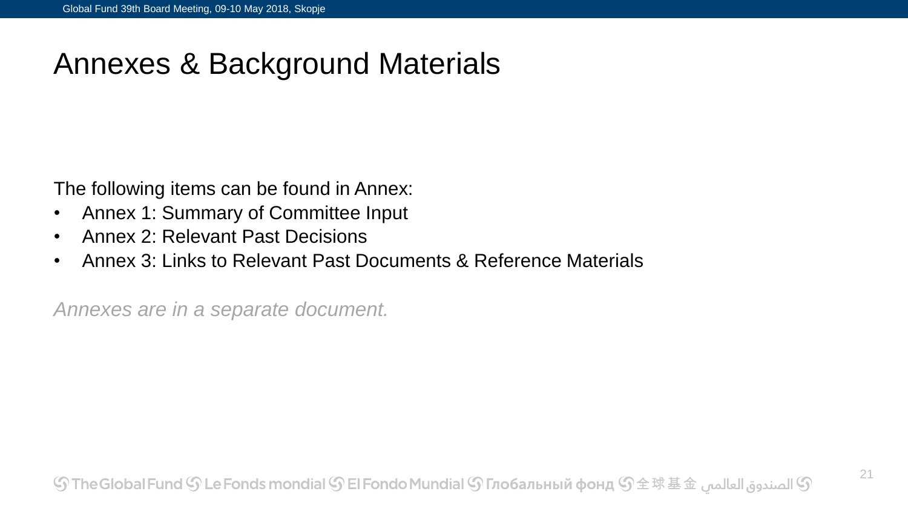# Annexes & Background Materials

The following items can be found in Annex:

- Annex 1: Summary of Committee Input
- Annex 2: Relevant Past Decisions
- Annex 3: Links to Relevant Past Documents & Reference Materials

*Annexes are in a separate document.*